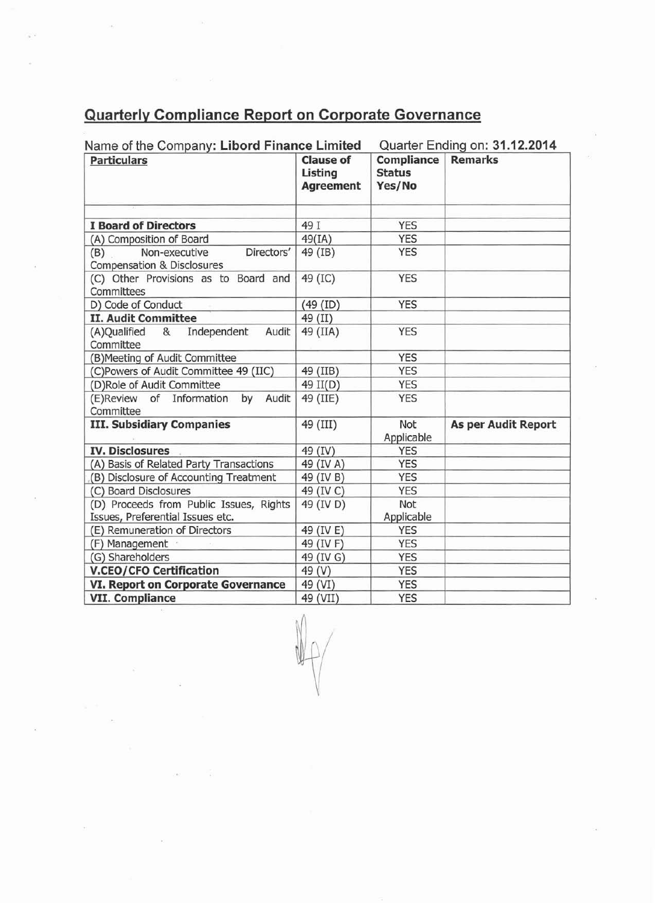## Quarterly Compliance Report on Corporate Governance

Name of the Company: **Libord Finance Limited** Quarter Ending on: **31.12.2014**

| Particulars | Clause of Listing Agreement | Compliance Status Yes/No | Remarks |
|---|---|---|---|
| | | | |
| **I Board of Directors** | 49 I | YES | |
| (A) Composition of Board | 49(IA) | YES | |
| (B) Non-executive Directors' Compensation & Disclosures | 49 (IB) | YES | |
| (C) Other Provisions as to Board and Committees | 49 (IC) | YES | |
| D) Code of Conduct | (49 (ID) | YES | |
| **II. Audit Committee** | 49 (II) | | |
| (A)Qualified & Independent Audit Committee | 49 (IIA) | YES | |
| (B)Meeting of Audit Committee | | YES | |
| (C)Powers of Audit Committee 49 (IIC) | 49 (IIB) | YES | |
| (D)Role of Audit Committee | 49 II(D) | YES | |
| (E)Review of Information by Audit Committee | 49 (IIE) | YES | |
| **III. Subsidiary Companies** | 49 (III) | Not Applicable | **As per Audit Report** |
| **IV. Disclosures** | 49 (IV) | YES | |
| (A) Basis of Related Party Transactions | 49 (IV A) | YES | |
| (B) Disclosure of Accounting Treatment | 49 (IV B) | YES | |
| (C) Board Disclosures | 49 (IV C) | YES | |
| (D) Proceeds from Public Issues, Rights Issues, Preferential Issues etc. | 49 (IV D) | Not Applicable | |
| (E) Remuneration of Directors | 49 (IV E) | YES | |
| (F) Management | 49 (IV F) | YES | |
| (G) Shareholders | 49 (IV G) | YES | |
| **V.CEO/CFO Certification** | 49 (V) | YES | |
| **VI. Report on Corporate Governance** | 49 (VI) | YES | |
| **VII. Compliance** | 49 (VII) | YES | |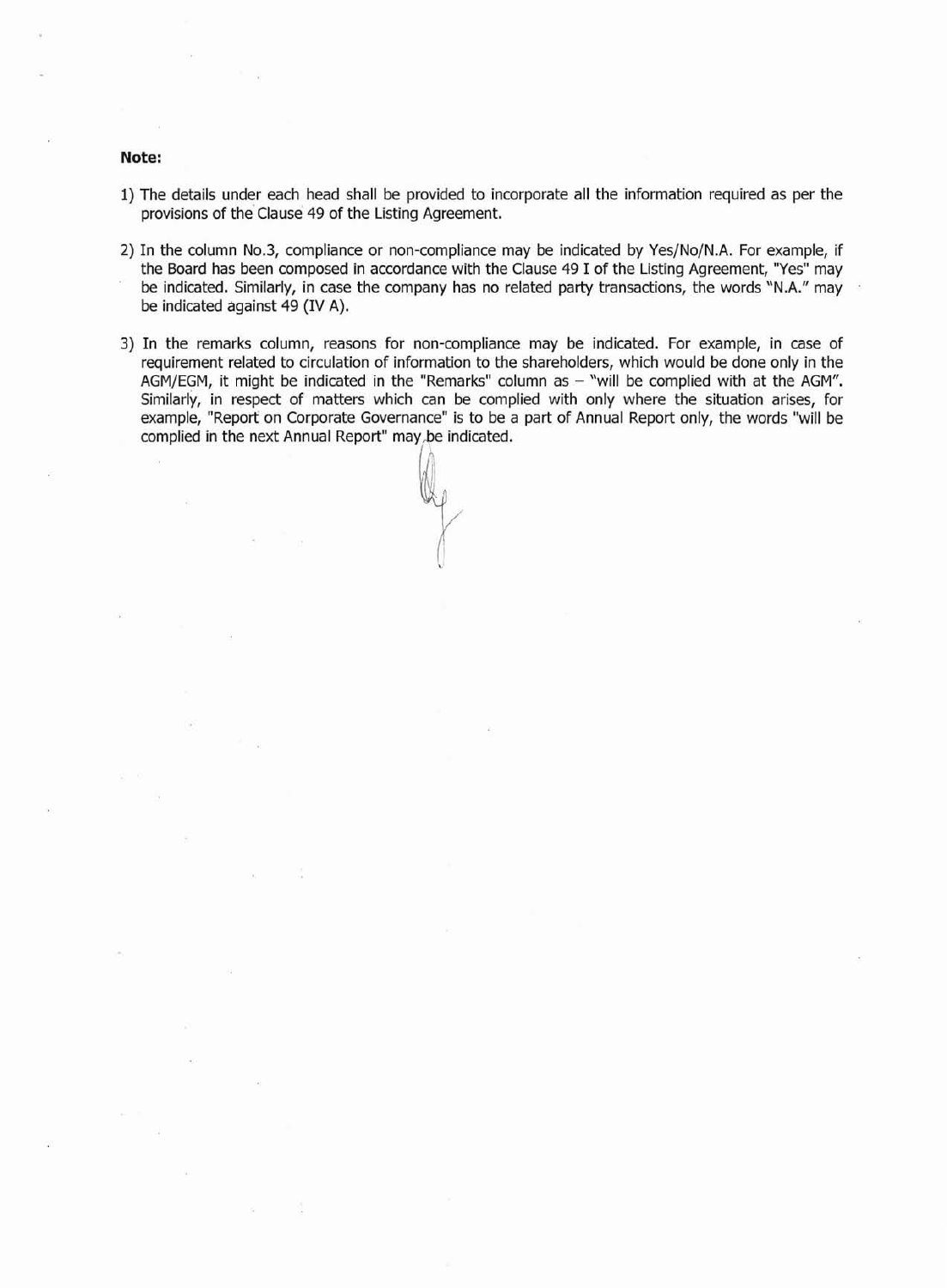**Note:**

1) The details under each head shall be provided to incorporate all the information required as per the provisions of the Clause 49 of the Listing Agreement.

2) In the column No.3, compliance or non-compliance may be indicated by Yes/No/N.A. For example, if the Board has been composed in accordance with the Clause 49 I of the Listing Agreement, "Yes" may be indicated. Similarly, in case the company has no related party transactions, the words "N.A." may be indicated against 49 (IV A).

3) In the remarks column, reasons for non-compliance may be indicated. For example, in case of requirement related to circulation of information to the shareholders, which would be done only in the AGM/EGM, it might be indicated in the "Remarks" column as – "will be complied with at the AGM". Similarly, in respect of matters which can be complied with only where the situation arises, for example, "Report on Corporate Governance" is to be a part of Annual Report only, the words "will be complied in the next Annual Report" may be indicated.